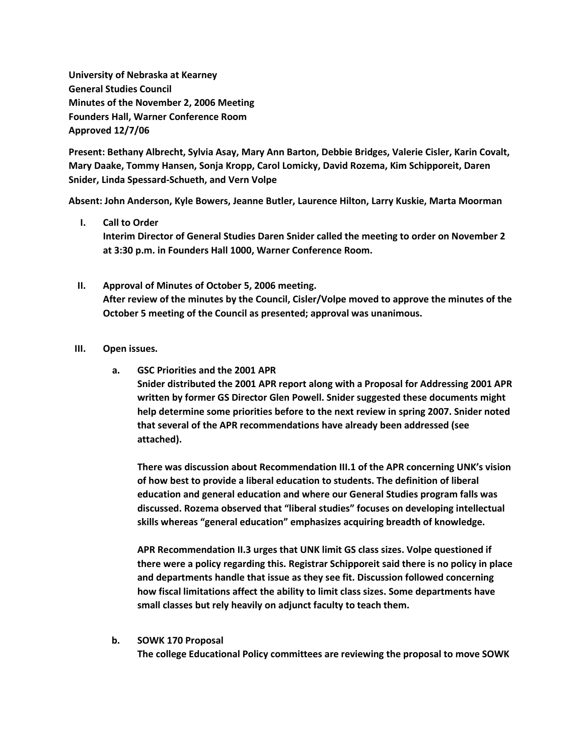**University of Nebraska at Kearney**
**General Studies Council**
**Minutes of the November 2, 2006 Meeting**
**Founders Hall, Warner Conference Room**
**Approved 12/7/06**

**Present: Bethany Albrecht, Sylvia Asay, Mary Ann Barton, Debbie Bridges, Valerie Cisler, Karin Covalt, Mary Daake, Tommy Hansen, Sonja Kropp, Carol Lomicky, David Rozema, Kim Schipporeit, Daren Snider, Linda Spessard-Schueth, and Vern Volpe**

**Absent: John Anderson, Kyle Bowers, Jeanne Butler, Laurence Hilton, Larry Kuskie, Marta Moorman**

I. **Call to Order**
   **Interim Director of General Studies Daren Snider called the meeting to order on November 2 at 3:30 p.m. in Founders Hall 1000, Warner Conference Room.**

II. **Approval of Minutes of October 5, 2006 meeting.**
   **After review of the minutes by the Council, Cisler/Volpe moved to approve the minutes of the October 5 meeting of the Council as presented; approval was unanimous.**

III. **Open issues.**

   a. **GSC Priorities and the 2001 APR**
      **Snider distributed the 2001 APR report along with a Proposal for Addressing 2001 APR written by former GS Director Glen Powell. Snider suggested these documents might help determine some priorities before to the next review in spring 2007. Snider noted that several of the APR recommendations have already been addressed (see attached).**

      **There was discussion about Recommendation III.1 of the APR concerning UNK's vision of how best to provide a liberal education to students. The definition of liberal education and general education and where our General Studies program falls was discussed. Rozema observed that "liberal studies" focuses on developing intellectual skills whereas "general education" emphasizes acquiring breadth of knowledge.**

      **APR Recommendation II.3 urges that UNK limit GS class sizes. Volpe questioned if there were a policy regarding this. Registrar Schipporeit said there is no policy in place and departments handle that issue as they see fit. Discussion followed concerning how fiscal limitations affect the ability to limit class sizes. Some departments have small classes but rely heavily on adjunct faculty to teach them.**

   b. **SOWK 170 Proposal**
      **The college Educational Policy committees are reviewing the proposal to move SOWK**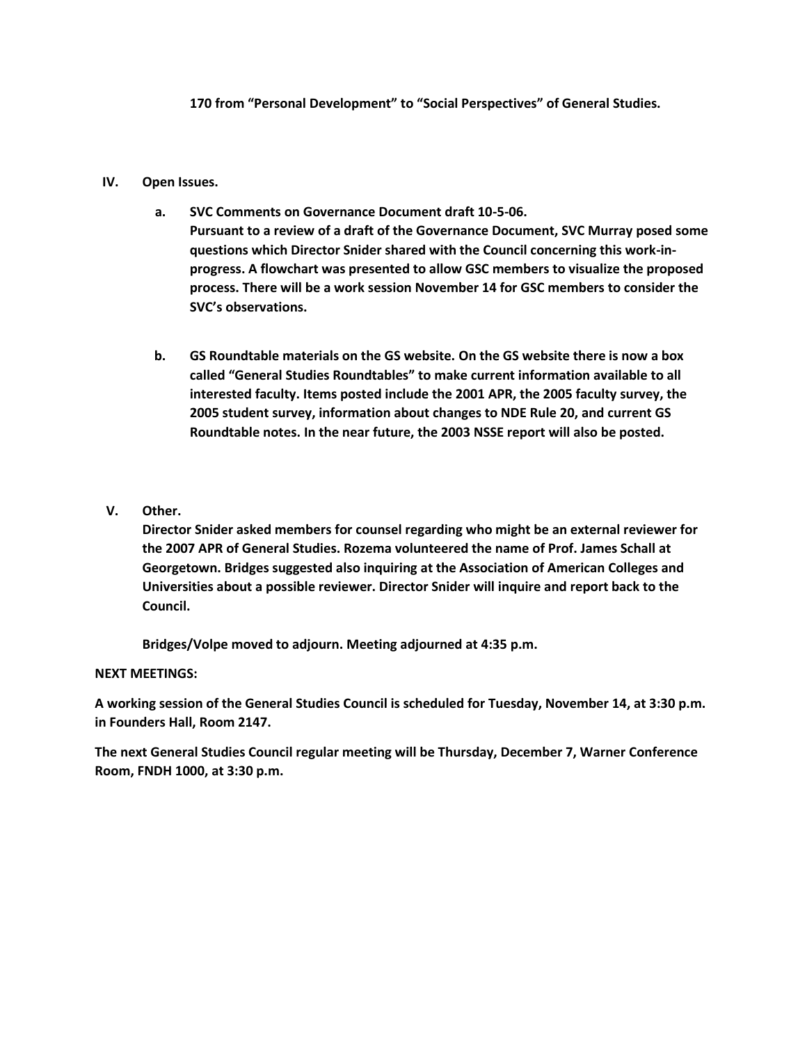**170 from "Personal Development" to "Social Perspectives" of General Studies.**

**IV. Open Issues.**

**a. SVC Comments on Governance Document draft 10-5-06.**
**Pursuant to a review of a draft of the Governance Document, SVC Murray posed some questions which Director Snider shared with the Council concerning this work-in-progress. A flowchart was presented to allow GSC members to visualize the proposed process. There will be a work session November 14 for GSC members to consider the SVC's observations.**

**b. GS Roundtable materials on the GS website. On the GS website there is now a box called "General Studies Roundtables" to make current information available to all interested faculty. Items posted include the 2001 APR, the 2005 faculty survey, the 2005 student survey, information about changes to NDE Rule 20, and current GS Roundtable notes. In the near future, the 2003 NSSE report will also be posted.**

**V. Other.**
**Director Snider asked members for counsel regarding who might be an external reviewer for the 2007 APR of General Studies. Rozema volunteered the name of Prof. James Schall at Georgetown. Bridges suggested also inquiring at the Association of American Colleges and Universities about a possible reviewer. Director Snider will inquire and report back to the Council.**

**Bridges/Volpe moved to adjourn. Meeting adjourned at 4:35 p.m.**

**NEXT MEETINGS:**

**A working session of the General Studies Council is scheduled for Tuesday, November 14, at 3:30 p.m. in Founders Hall, Room 2147.**

**The next General Studies Council regular meeting will be Thursday, December 7, Warner Conference Room, FNDH 1000, at 3:30 p.m.**